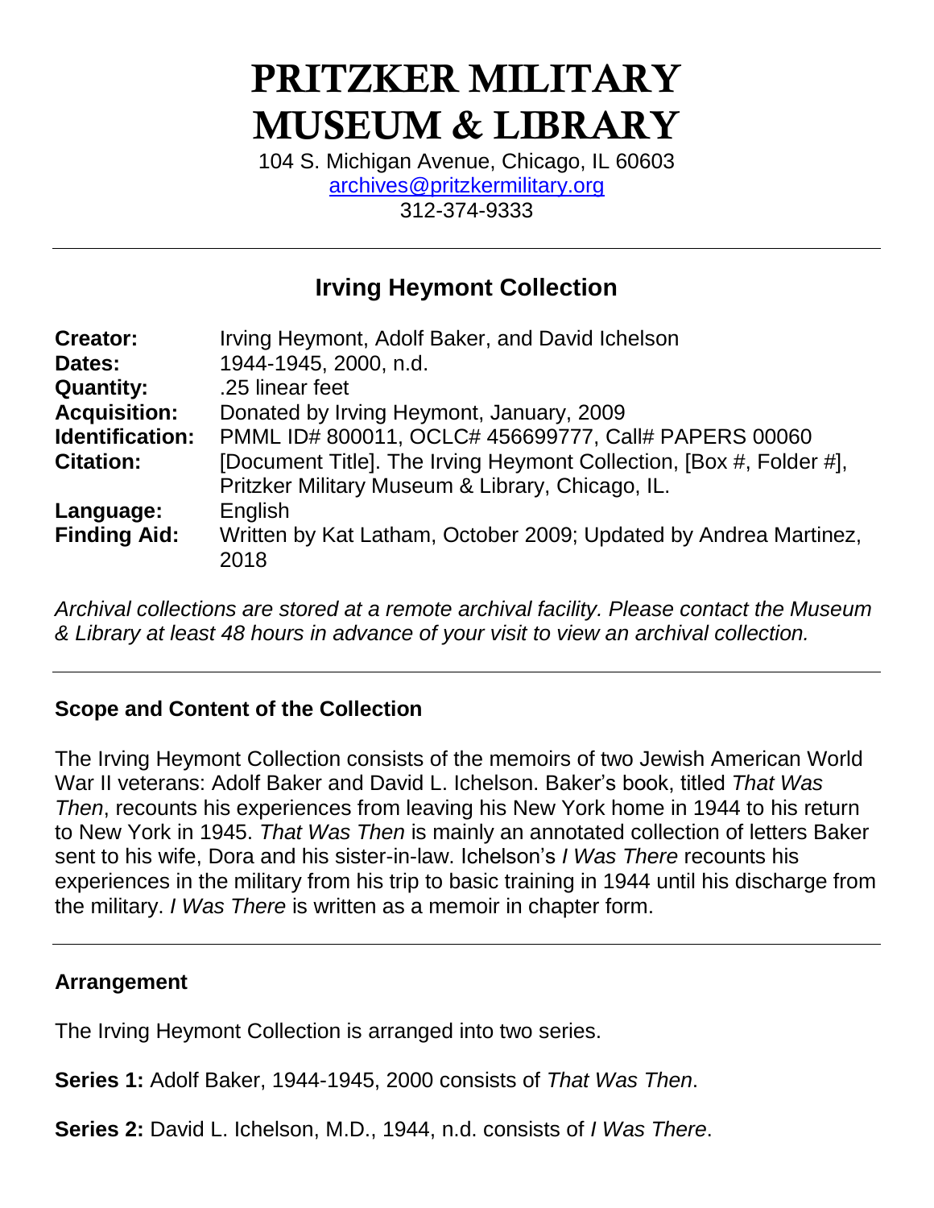# PRITZKER MILITARY MUSEUM & LIBRARY

104 S. Michigan Avenue, Chicago, IL 60603
archives@pritzkermilitary.org
312-374-9333

---

## Irving Heymont Collection

| | |
|---|---|
| **Creator:** | Irving Heymont, Adolf Baker, and David Ichelson |
| **Dates:** | 1944-1945, 2000, n.d. |
| **Quantity:** | .25 linear feet |
| **Acquisition:** | Donated by Irving Heymont, January, 2009 |
| **Identification:** | PMML ID# 800011, OCLC# 456699777, Call# PAPERS 00060 |
| **Citation:** | [Document Title]. The Irving Heymont Collection, [Box #, Folder #], Pritzker Military Museum & Library, Chicago, IL. |
| **Language:** | English |
| **Finding Aid:** | Written by Kat Latham, October 2009; Updated by Andrea Martinez, 2018 |

*Archival collections are stored at a remote archival facility. Please contact the Museum & Library at least 48 hours in advance of your visit to view an archival collection.*

---

### Scope and Content of the Collection

The Irving Heymont Collection consists of the memoirs of two Jewish American World War II veterans: Adolf Baker and David L. Ichelson. Baker's book, titled *That Was Then*, recounts his experiences from leaving his New York home in 1944 to his return to New York in 1945. *That Was Then* is mainly an annotated collection of letters Baker sent to his wife, Dora and his sister-in-law. Ichelson's *I Was There* recounts his experiences in the military from his trip to basic training in 1944 until his discharge from the military. *I Was There* is written as a memoir in chapter form.

---

### Arrangement

The Irving Heymont Collection is arranged into two series.

**Series 1:** Adolf Baker, 1944-1945, 2000 consists of *That Was Then*.

**Series 2:** David L. Ichelson, M.D., 1944, n.d. consists of *I Was There*.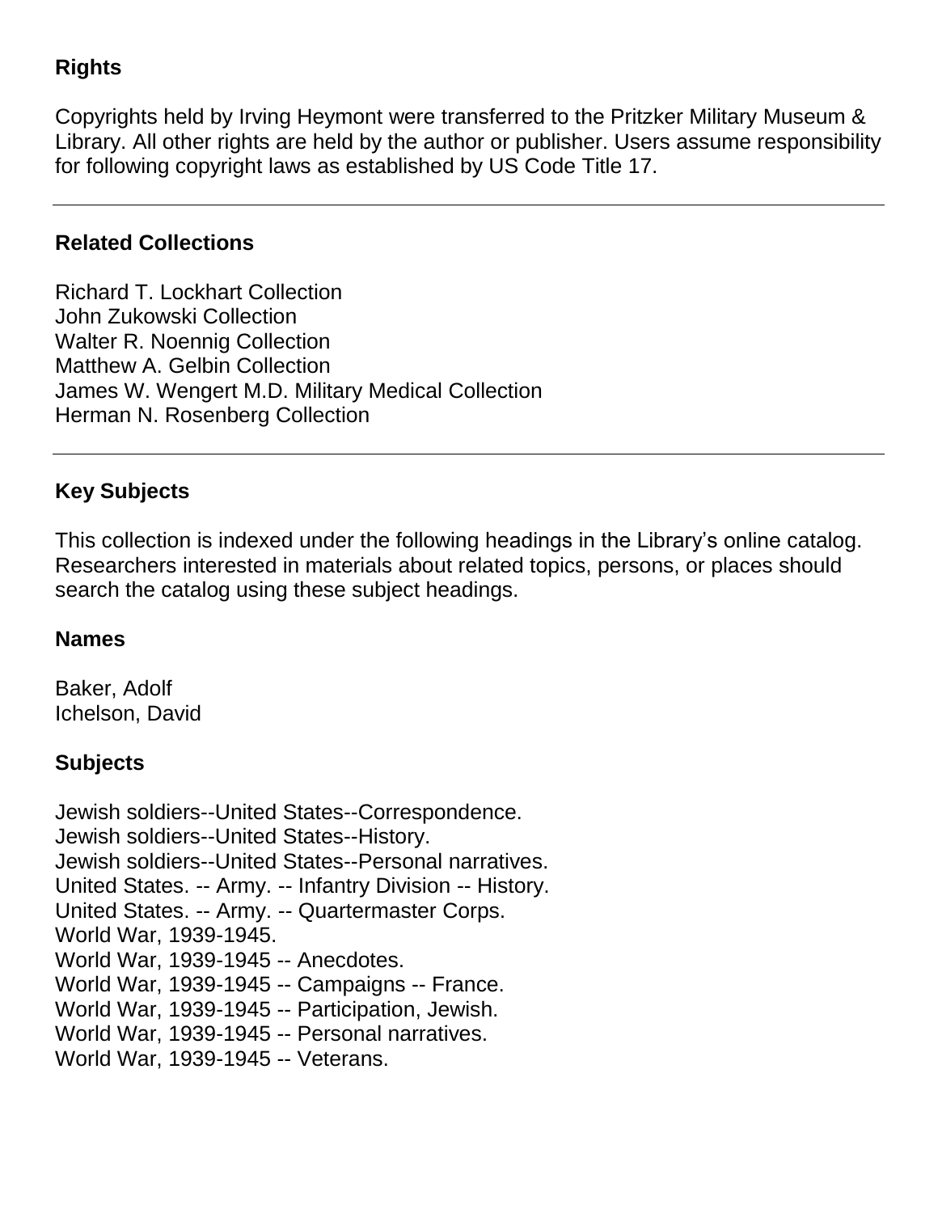## Rights

Copyrights held by Irving Heymont were transferred to the Pritzker Military Museum & Library. All other rights are held by the author or publisher. Users assume responsibility for following copyright laws as established by US Code Title 17.

---

## Related Collections

Richard T. Lockhart Collection
John Zukowski Collection
Walter R. Noennig Collection
Matthew A. Gelbin Collection
James W. Wengert M.D. Military Medical Collection
Herman N. Rosenberg Collection

---

## Key Subjects

This collection is indexed under the following headings in the Library's online catalog. Researchers interested in materials about related topics, persons, or places should search the catalog using these subject headings.

### Names

Baker, Adolf
Ichelson, David

### Subjects

Jewish soldiers--United States--Correspondence.
Jewish soldiers--United States--History.
Jewish soldiers--United States--Personal narratives.
United States. -- Army. -- Infantry Division -- History.
United States. -- Army. -- Quartermaster Corps.
World War, 1939-1945.
World War, 1939-1945 -- Anecdotes.
World War, 1939-1945 -- Campaigns -- France.
World War, 1939-1945 -- Participation, Jewish.
World War, 1939-1945 -- Personal narratives.
World War, 1939-1945 -- Veterans.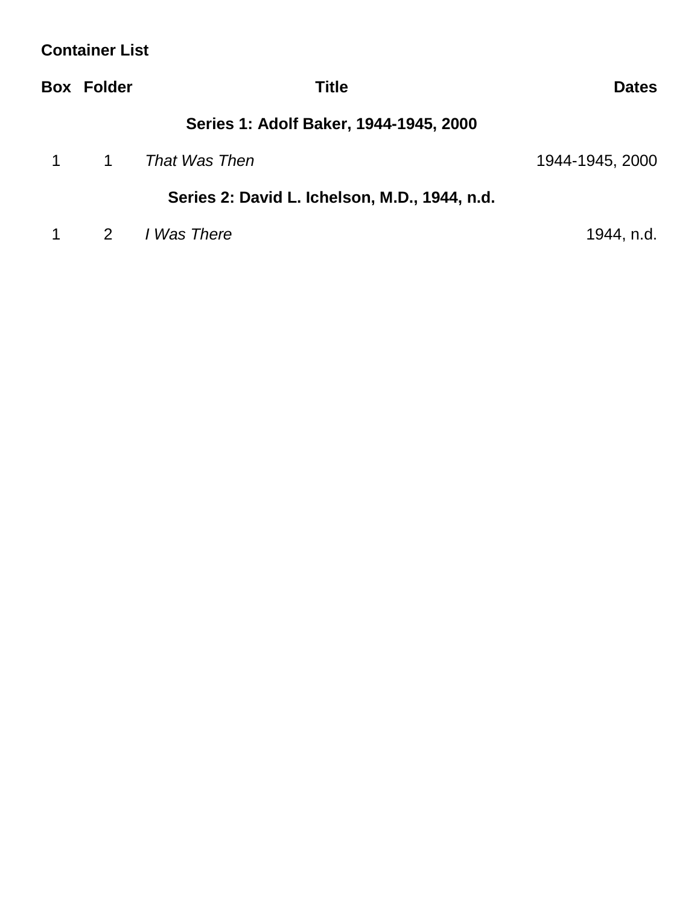**Container List**

| Box | Folder | Title | Dates |
|---|---|---|---|
| | | **Series 1: Adolf Baker, 1944-1945, 2000** | |
| 1 | 1 | *That Was Then* | 1944-1945, 2000 |
| | | **Series 2: David L. Ichelson, M.D., 1944, n.d.** | |
| 1 | 2 | *I Was There* | 1944, n.d. |